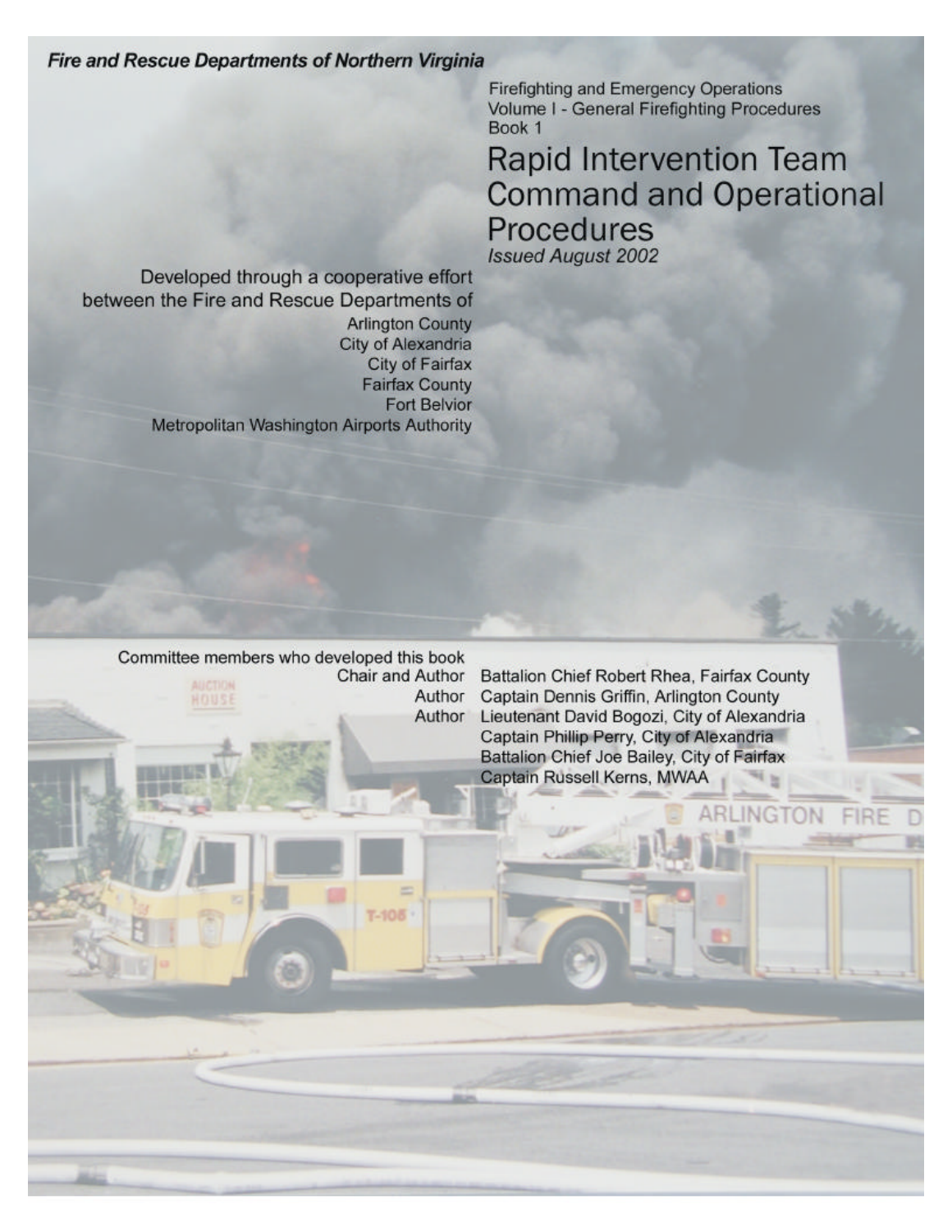***Fire and Rescue Departments of Northern Virginia***

Firefighting and Emergency Operations
Volume I - General Firefighting Procedures
Book 1

# Rapid Intervention Team Command and Operational Procedures

*Issued August 2002*

Developed through a cooperative effort between the Fire and Rescue Departments of

Arlington County
City of Alexandria
City of Fairfax
Fairfax County
Fort Belvior
Metropolitan Washington Airports Authority

Committee members who developed this book

| | |
|---|---|
| Chair and Author | Battalion Chief Robert Rhea, Fairfax County |
| Author | Captain Dennis Griffin, Arlington County |
| Author | Lieutenant David Bogozi, City of Alexandria |
| | Captain Phillip Perry, City of Alexandria |
| | Battalion Chief Joe Bailey, City of Fairfax |
| | Captain Russell Kerns, MWAA |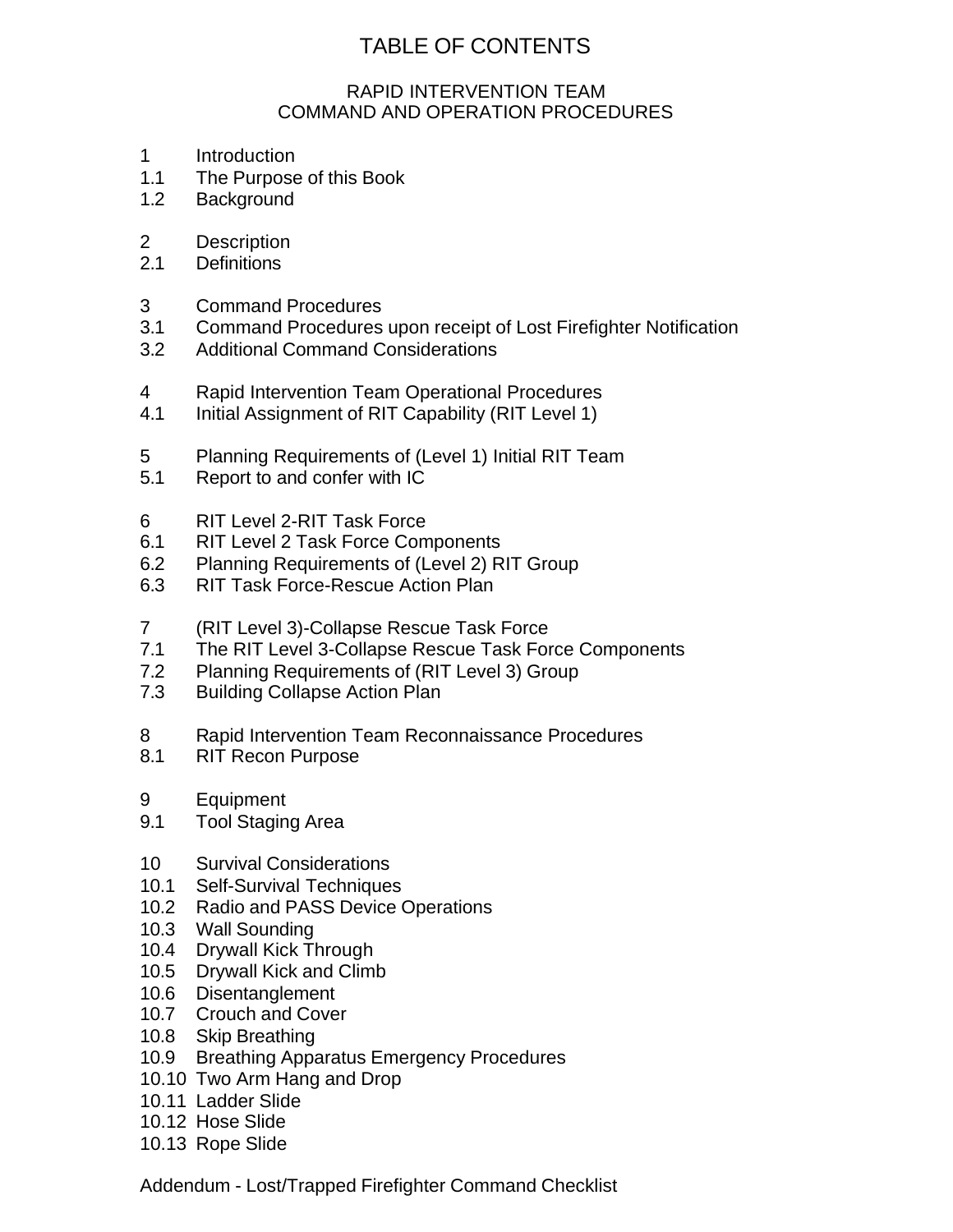# TABLE OF CONTENTS

## RAPID INTERVENTION TEAM
## COMMAND AND OPERATION PROCEDURES

1 Introduction
1.1 The Purpose of this Book
1.2 Background

2 Description
2.1 Definitions

3 Command Procedures
3.1 Command Procedures upon receipt of Lost Firefighter Notification
3.2 Additional Command Considerations

4 Rapid Intervention Team Operational Procedures
4.1 Initial Assignment of RIT Capability (RIT Level 1)

5 Planning Requirements of (Level 1) Initial RIT Team
5.1 Report to and confer with IC

6 RIT Level 2-RIT Task Force
6.1 RIT Level 2 Task Force Components
6.2 Planning Requirements of (Level 2) RIT Group
6.3 RIT Task Force-Rescue Action Plan

7 (RIT Level 3)-Collapse Rescue Task Force
7.1 The RIT Level 3-Collapse Rescue Task Force Components
7.2 Planning Requirements of (RIT Level 3) Group
7.3 Building Collapse Action Plan

8 Rapid Intervention Team Reconnaissance Procedures
8.1 RIT Recon Purpose

9 Equipment
9.1 Tool Staging Area

10 Survival Considerations
10.1 Self-Survival Techniques
10.2 Radio and PASS Device Operations
10.3 Wall Sounding
10.4 Drywall Kick Through
10.5 Drywall Kick and Climb
10.6 Disentanglement
10.7 Crouch and Cover
10.8 Skip Breathing
10.9 Breathing Apparatus Emergency Procedures
10.10 Two Arm Hang and Drop
10.11 Ladder Slide
10.12 Hose Slide
10.13 Rope Slide

Addendum - Lost/Trapped Firefighter Command Checklist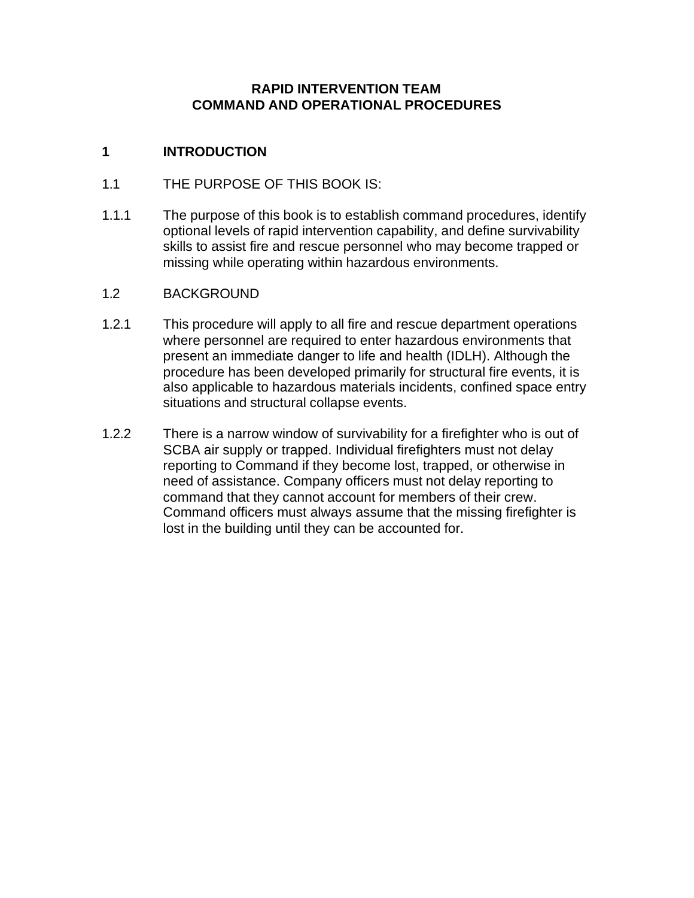# RAPID INTERVENTION TEAM
# COMMAND AND OPERATIONAL PROCEDURES

## 1 INTRODUCTION

### 1.1 THE PURPOSE OF THIS BOOK IS:

1.1.1 The purpose of this book is to establish command procedures, identify optional levels of rapid intervention capability, and define survivability skills to assist fire and rescue personnel who may become trapped or missing while operating within hazardous environments.

### 1.2 BACKGROUND

1.2.1 This procedure will apply to all fire and rescue department operations where personnel are required to enter hazardous environments that present an immediate danger to life and health (IDLH). Although the procedure has been developed primarily for structural fire events, it is also applicable to hazardous materials incidents, confined space entry situations and structural collapse events.

1.2.2 There is a narrow window of survivability for a firefighter who is out of SCBA air supply or trapped. Individual firefighters must not delay reporting to Command if they become lost, trapped, or otherwise in need of assistance. Company officers must not delay reporting to command that they cannot account for members of their crew. Command officers must always assume that the missing firefighter is lost in the building until they can be accounted for.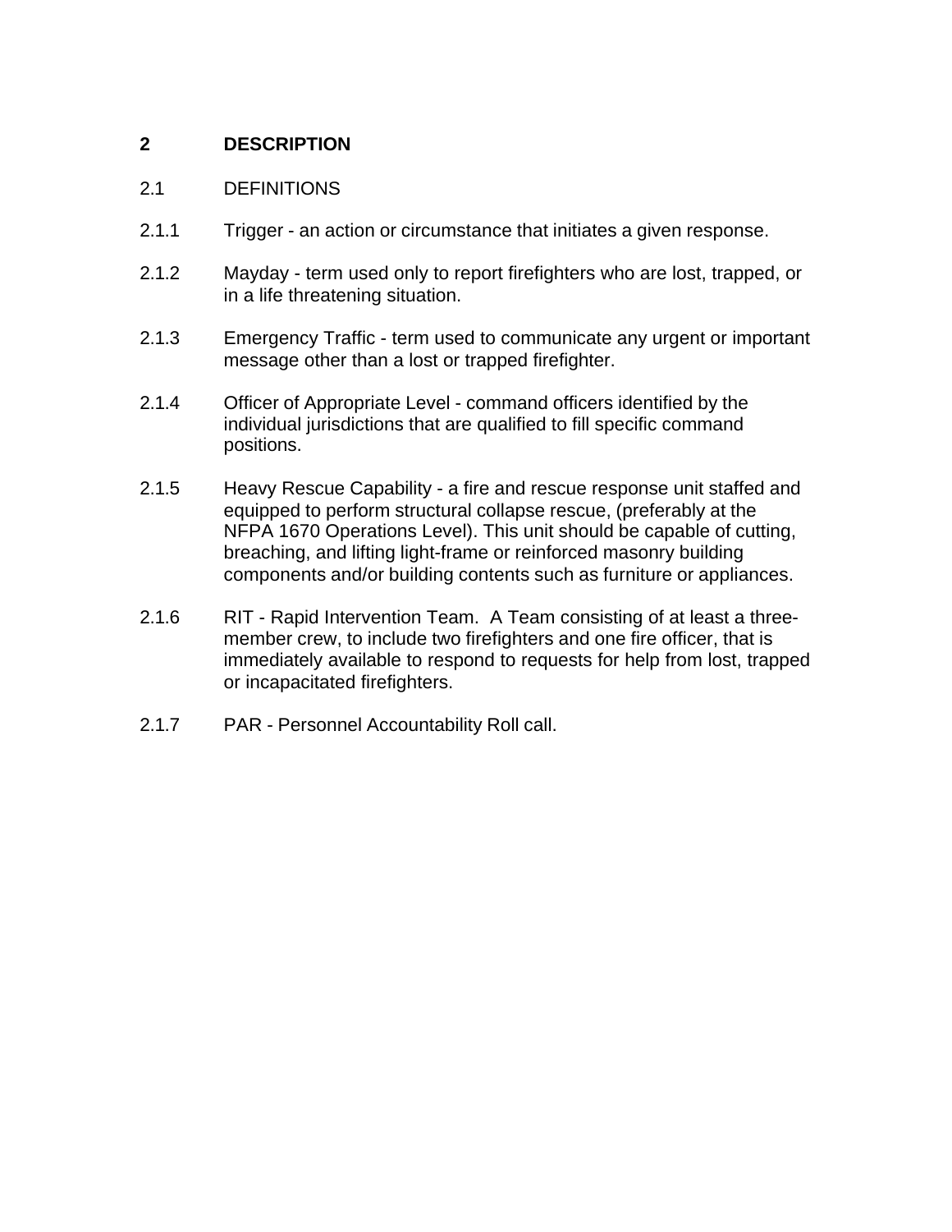# 2 DESCRIPTION

## 2.1 DEFINITIONS

2.1.1 Trigger - an action or circumstance that initiates a given response.

2.1.2 Mayday - term used only to report firefighters who are lost, trapped, or in a life threatening situation.

2.1.3 Emergency Traffic - term used to communicate any urgent or important message other than a lost or trapped firefighter.

2.1.4 Officer of Appropriate Level - command officers identified by the individual jurisdictions that are qualified to fill specific command positions.

2.1.5 Heavy Rescue Capability - a fire and rescue response unit staffed and equipped to perform structural collapse rescue, (preferably at the NFPA 1670 Operations Level). This unit should be capable of cutting, breaching, and lifting light-frame or reinforced masonry building components and/or building contents such as furniture or appliances.

2.1.6 RIT - Rapid Intervention Team. A Team consisting of at least a three-member crew, to include two firefighters and one fire officer, that is immediately available to respond to requests for help from lost, trapped or incapacitated firefighters.

2.1.7 PAR - Personnel Accountability Roll call.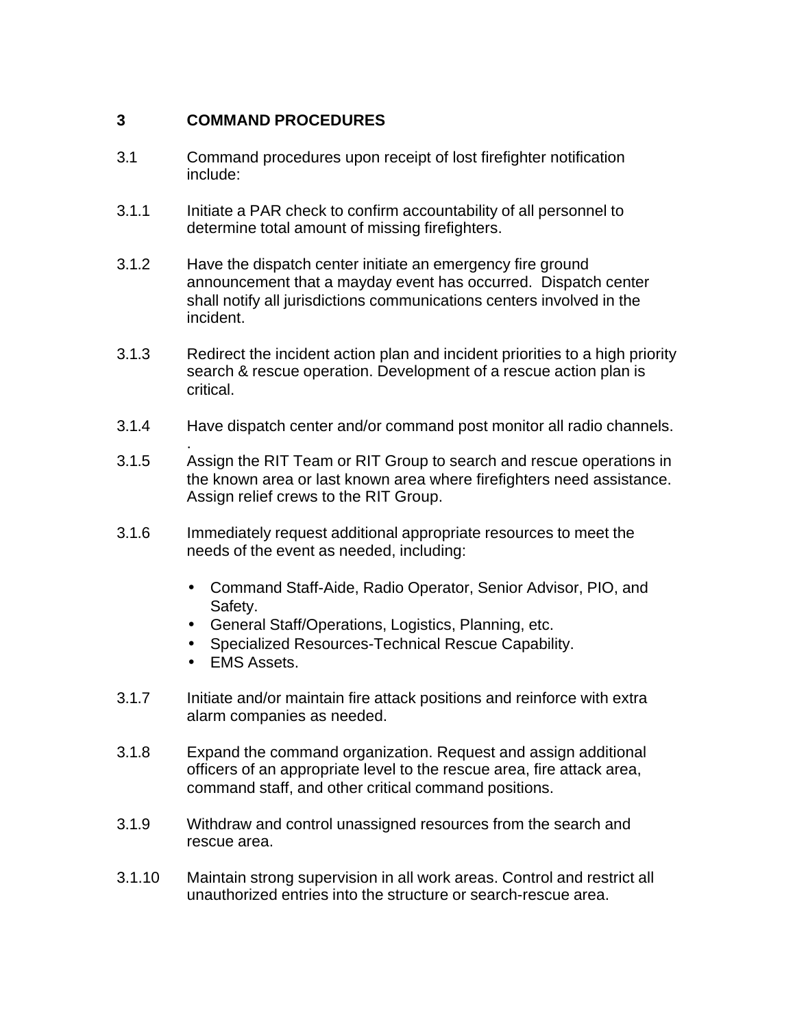## 3 COMMAND PROCEDURES

3.1 Command procedures upon receipt of lost firefighter notification include:

3.1.1 Initiate a PAR check to confirm accountability of all personnel to determine total amount of missing firefighters.

3.1.2 Have the dispatch center initiate an emergency fire ground announcement that a mayday event has occurred. Dispatch center shall notify all jurisdictions communications centers involved in the incident.

3.1.3 Redirect the incident action plan and incident priorities to a high priority search & rescue operation. Development of a rescue action plan is critical.

3.1.4 Have dispatch center and/or command post monitor all radio channels.
.

3.1.5 Assign the RIT Team or RIT Group to search and rescue operations in the known area or last known area where firefighters need assistance. Assign relief crews to the RIT Group.

3.1.6 Immediately request additional appropriate resources to meet the needs of the event as needed, including:

- Command Staff-Aide, Radio Operator, Senior Advisor, PIO, and Safety.
- General Staff/Operations, Logistics, Planning, etc.
- Specialized Resources-Technical Rescue Capability.
- EMS Assets.

3.1.7 Initiate and/or maintain fire attack positions and reinforce with extra alarm companies as needed.

3.1.8 Expand the command organization. Request and assign additional officers of an appropriate level to the rescue area, fire attack area, command staff, and other critical command positions.

3.1.9 Withdraw and control unassigned resources from the search and rescue area.

3.1.10 Maintain strong supervision in all work areas. Control and restrict all unauthorized entries into the structure or search-rescue area.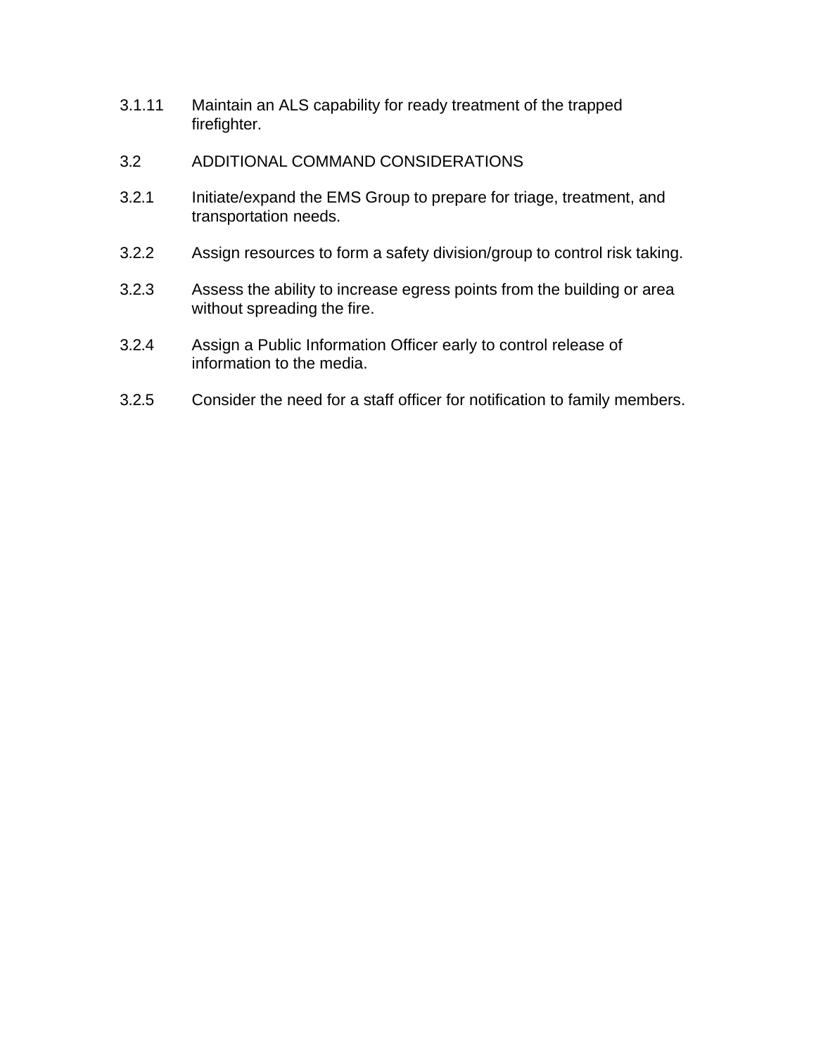3.1.11 Maintain an ALS capability for ready treatment of the trapped firefighter.

3.2 ADDITIONAL COMMAND CONSIDERATIONS

3.2.1 Initiate/expand the EMS Group to prepare for triage, treatment, and transportation needs.

3.2.2 Assign resources to form a safety division/group to control risk taking.

3.2.3 Assess the ability to increase egress points from the building or area without spreading the fire.

3.2.4 Assign a Public Information Officer early to control release of information to the media.

3.2.5 Consider the need for a staff officer for notification to family members.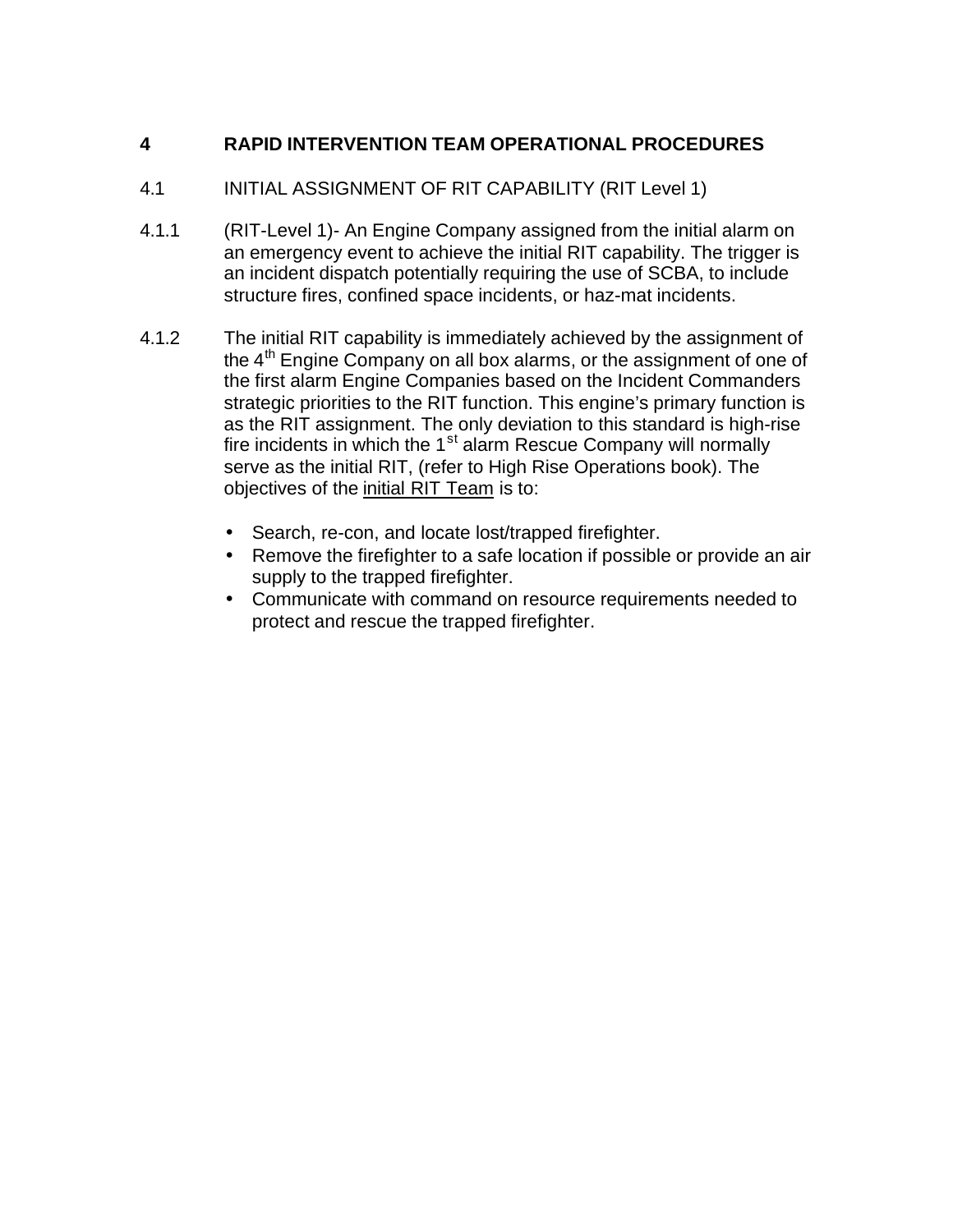# 4 RAPID INTERVENTION TEAM OPERATIONAL PROCEDURES

## 4.1 INITIAL ASSIGNMENT OF RIT CAPABILITY (RIT Level 1)

4.1.1 (RIT-Level 1)- An Engine Company assigned from the initial alarm on an emergency event to achieve the initial RIT capability. The trigger is an incident dispatch potentially requiring the use of SCBA, to include structure fires, confined space incidents, or haz-mat incidents.

4.1.2 The initial RIT capability is immediately achieved by the assignment of the 4th Engine Company on all box alarms, or the assignment of one of the first alarm Engine Companies based on the Incident Commanders strategic priorities to the RIT function. This engine's primary function is as the RIT assignment. The only deviation to this standard is high-rise fire incidents in which the 1st alarm Rescue Company will normally serve as the initial RIT, (refer to High Rise Operations book). The objectives of the <u>initial RIT Team</u> is to:

- Search, re-con, and locate lost/trapped firefighter.
- Remove the firefighter to a safe location if possible or provide an air supply to the trapped firefighter.
- Communicate with command on resource requirements needed to protect and rescue the trapped firefighter.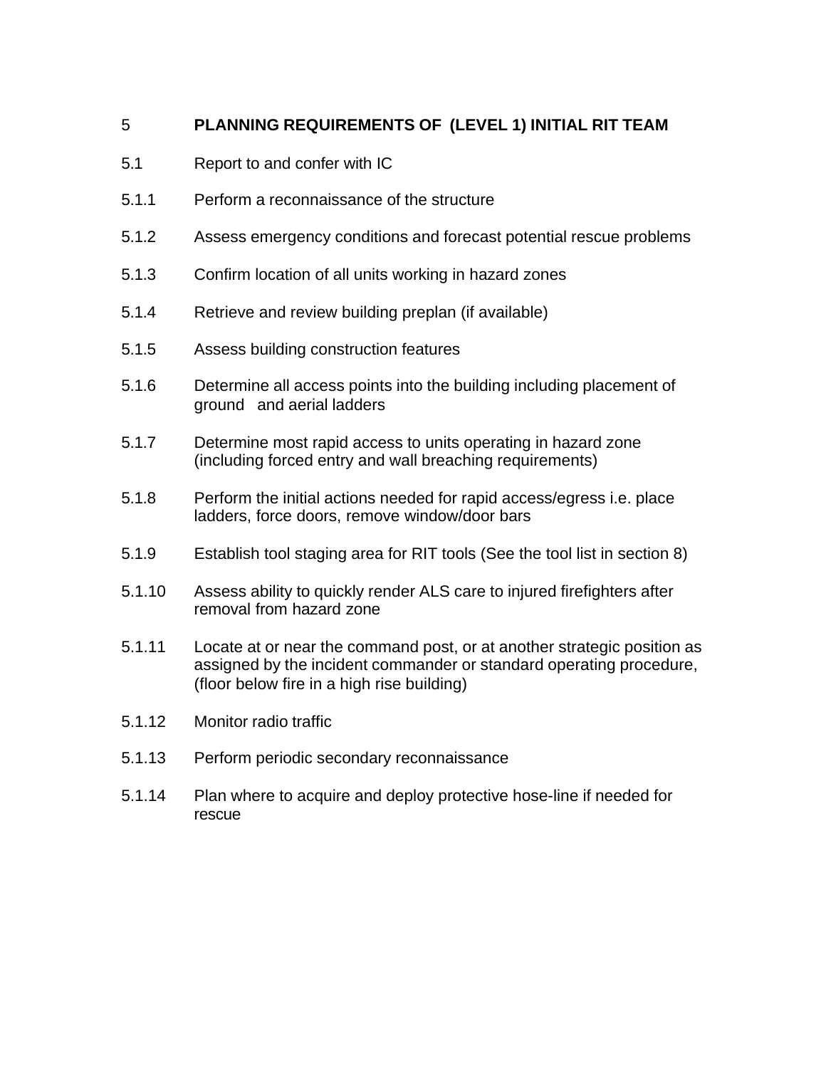## 5 PLANNING REQUIREMENTS OF (LEVEL 1) INITIAL RIT TEAM

5.1 Report to and confer with IC

5.1.1 Perform a reconnaissance of the structure

5.1.2 Assess emergency conditions and forecast potential rescue problems

5.1.3 Confirm location of all units working in hazard zones

5.1.4 Retrieve and review building preplan (if available)

5.1.5 Assess building construction features

5.1.6 Determine all access points into the building including placement of ground and aerial ladders

5.1.7 Determine most rapid access to units operating in hazard zone (including forced entry and wall breaching requirements)

5.1.8 Perform the initial actions needed for rapid access/egress i.e. place ladders, force doors, remove window/door bars

5.1.9 Establish tool staging area for RIT tools (See the tool list in section 8)

5.1.10 Assess ability to quickly render ALS care to injured firefighters after removal from hazard zone

5.1.11 Locate at or near the command post, or at another strategic position as assigned by the incident commander or standard operating procedure, (floor below fire in a high rise building)

5.1.12 Monitor radio traffic

5.1.13 Perform periodic secondary reconnaissance

5.1.14 Plan where to acquire and deploy protective hose-line if needed for rescue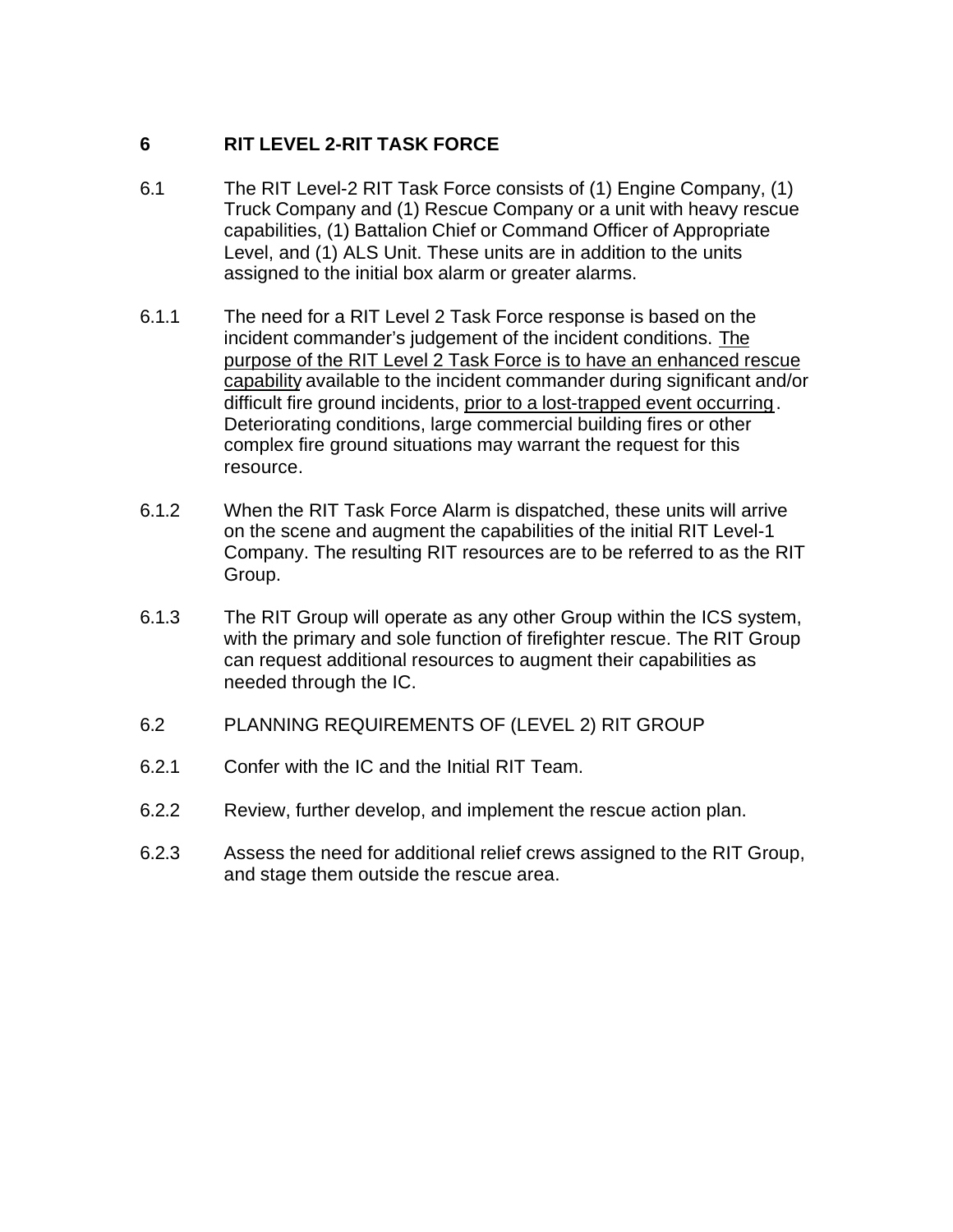## 6 RIT LEVEL 2-RIT TASK FORCE

6.1 The RIT Level-2 RIT Task Force consists of (1) Engine Company, (1) Truck Company and (1) Rescue Company or a unit with heavy rescue capabilities, (1) Battalion Chief or Command Officer of Appropriate Level, and (1) ALS Unit. These units are in addition to the units assigned to the initial box alarm or greater alarms.

6.1.1 The need for a RIT Level 2 Task Force response is based on the incident commander's judgement of the incident conditions. <u>The purpose of the RIT Level 2 Task Force is to have an enhanced rescue capability</u> available to the incident commander during significant and/or difficult fire ground incidents, <u>prior to a lost-trapped event occurring</u>. Deteriorating conditions, large commercial building fires or other complex fire ground situations may warrant the request for this resource.

6.1.2 When the RIT Task Force Alarm is dispatched, these units will arrive on the scene and augment the capabilities of the initial RIT Level-1 Company. The resulting RIT resources are to be referred to as the RIT Group.

6.1.3 The RIT Group will operate as any other Group within the ICS system, with the primary and sole function of firefighter rescue. The RIT Group can request additional resources to augment their capabilities as needed through the IC.

6.2 PLANNING REQUIREMENTS OF (LEVEL 2) RIT GROUP

6.2.1 Confer with the IC and the Initial RIT Team.

6.2.2 Review, further develop, and implement the rescue action plan.

6.2.3 Assess the need for additional relief crews assigned to the RIT Group, and stage them outside the rescue area.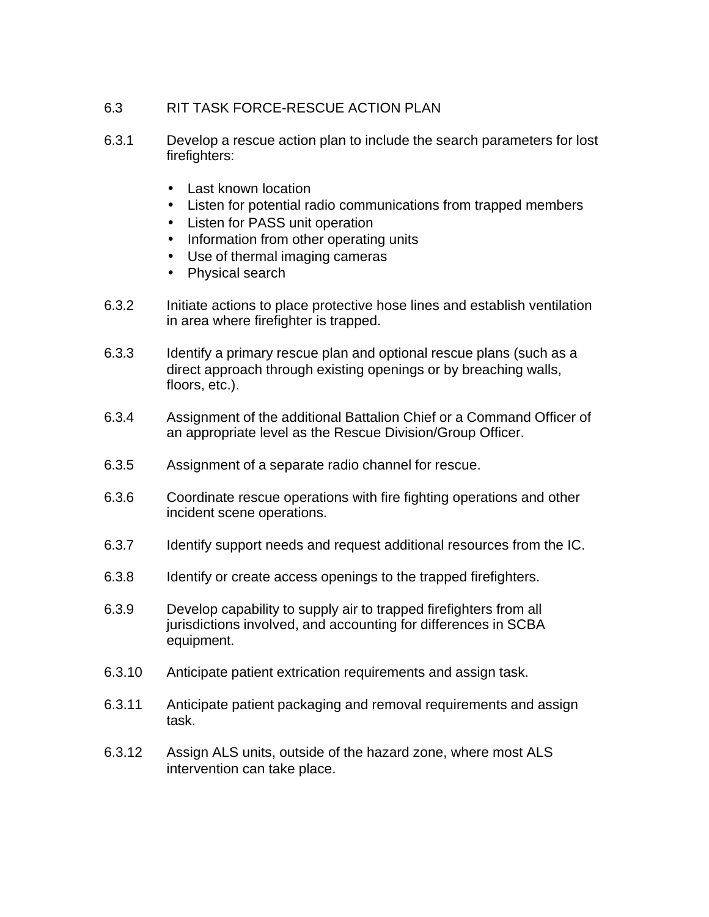## 6.3 RIT TASK FORCE-RESCUE ACTION PLAN

6.3.1 Develop a rescue action plan to include the search parameters for lost firefighters:

- Last known location
- Listen for potential radio communications from trapped members
- Listen for PASS unit operation
- Information from other operating units
- Use of thermal imaging cameras
- Physical search

6.3.2 Initiate actions to place protective hose lines and establish ventilation in area where firefighter is trapped.

6.3.3 Identify a primary rescue plan and optional rescue plans (such as a direct approach through existing openings or by breaching walls, floors, etc.).

6.3.4 Assignment of the additional Battalion Chief or a Command Officer of an appropriate level as the Rescue Division/Group Officer.

6.3.5 Assignment of a separate radio channel for rescue.

6.3.6 Coordinate rescue operations with fire fighting operations and other incident scene operations.

6.3.7 Identify support needs and request additional resources from the IC.

6.3.8 Identify or create access openings to the trapped firefighters.

6.3.9 Develop capability to supply air to trapped firefighters from all jurisdictions involved, and accounting for differences in SCBA equipment.

6.3.10 Anticipate patient extrication requirements and assign task.

6.3.11 Anticipate patient packaging and removal requirements and assign task.

6.3.12 Assign ALS units, outside of the hazard zone, where most ALS intervention can take place.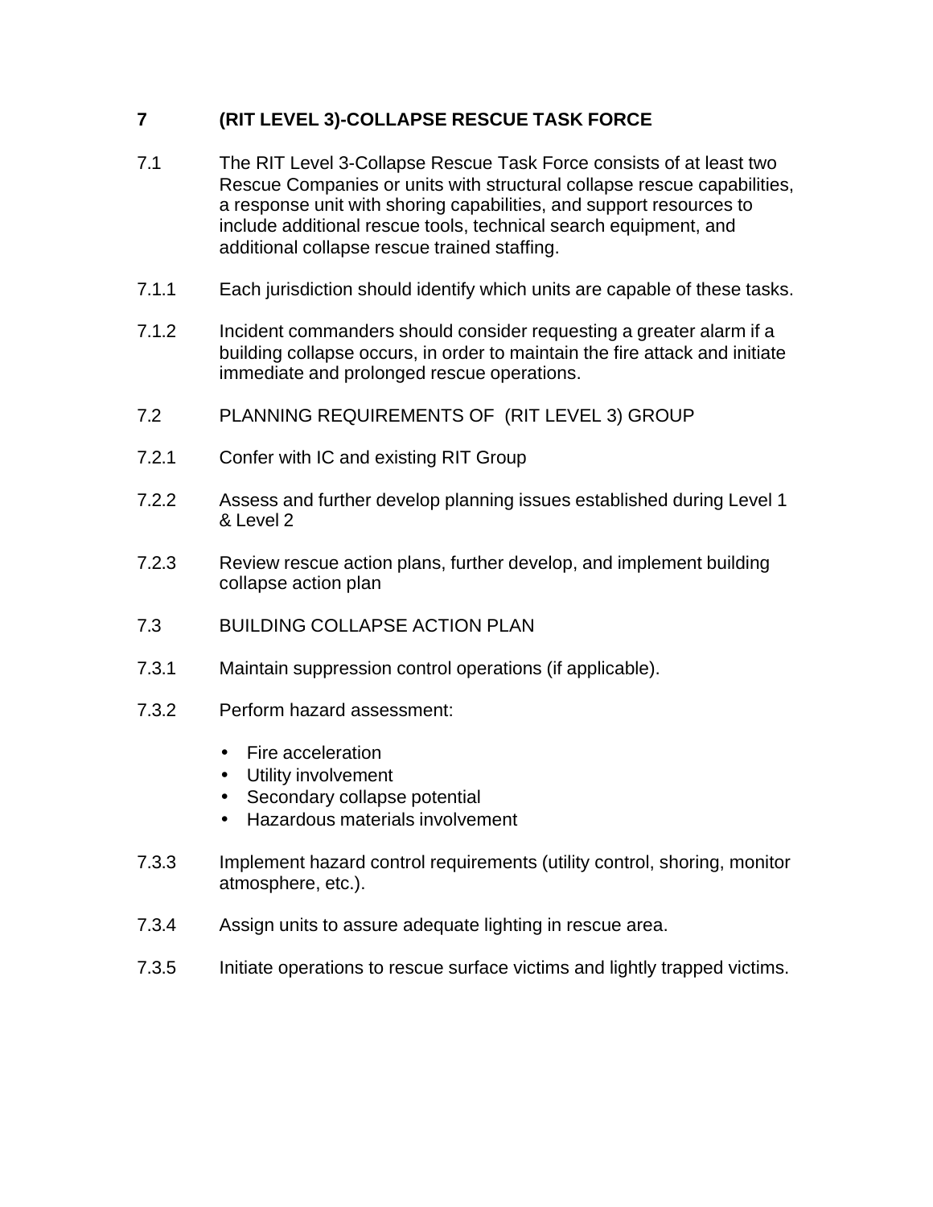## 7 (RIT LEVEL 3)-COLLAPSE RESCUE TASK FORCE

7.1 The RIT Level 3-Collapse Rescue Task Force consists of at least two Rescue Companies or units with structural collapse rescue capabilities, a response unit with shoring capabilities, and support resources to include additional rescue tools, technical search equipment, and additional collapse rescue trained staffing.

7.1.1 Each jurisdiction should identify which units are capable of these tasks.

7.1.2 Incident commanders should consider requesting a greater alarm if a building collapse occurs, in order to maintain the fire attack and initiate immediate and prolonged rescue operations.

7.2 PLANNING REQUIREMENTS OF (RIT LEVEL 3) GROUP

7.2.1 Confer with IC and existing RIT Group

7.2.2 Assess and further develop planning issues established during Level 1 & Level 2

7.2.3 Review rescue action plans, further develop, and implement building collapse action plan

7.3 BUILDING COLLAPSE ACTION PLAN

7.3.1 Maintain suppression control operations (if applicable).

7.3.2 Perform hazard assessment:

- Fire acceleration
- Utility involvement
- Secondary collapse potential
- Hazardous materials involvement

7.3.3 Implement hazard control requirements (utility control, shoring, monitor atmosphere, etc.).

7.3.4 Assign units to assure adequate lighting in rescue area.

7.3.5 Initiate operations to rescue surface victims and lightly trapped victims.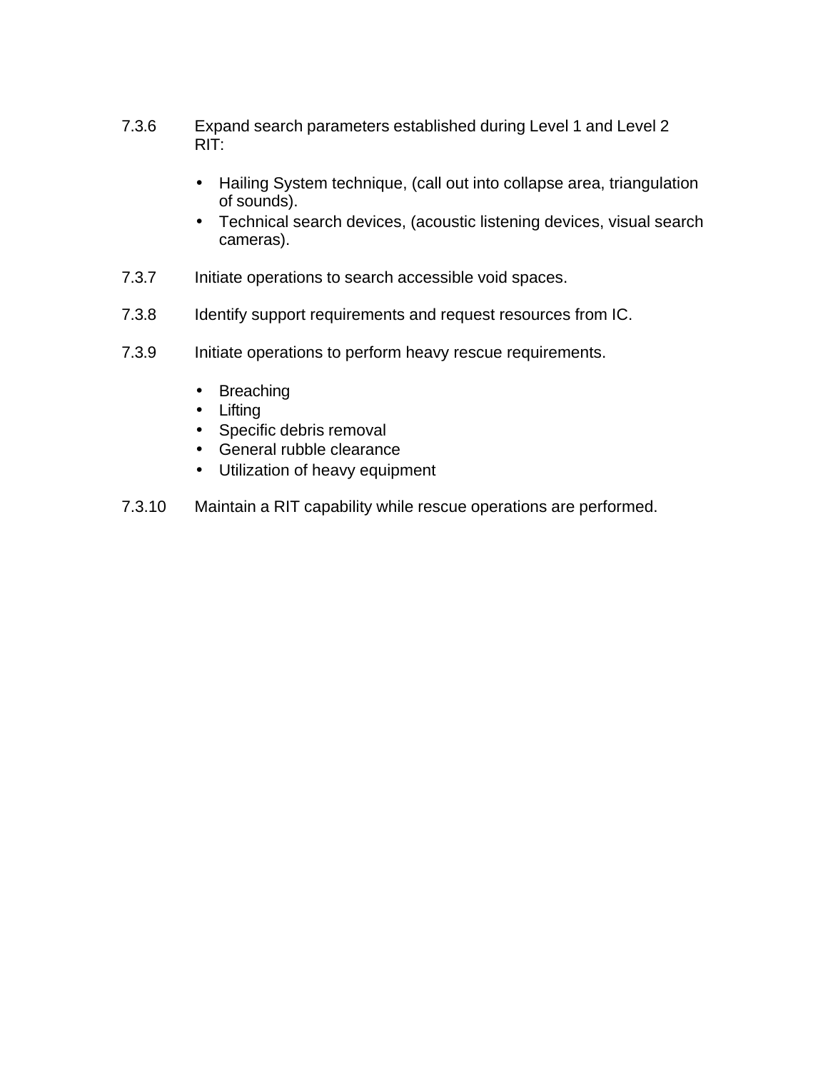7.3.6 Expand search parameters established during Level 1 and Level 2 RIT:

- Hailing System technique, (call out into collapse area, triangulation of sounds).
- Technical search devices, (acoustic listening devices, visual search cameras).

7.3.7 Initiate operations to search accessible void spaces.

7.3.8 Identify support requirements and request resources from IC.

7.3.9 Initiate operations to perform heavy rescue requirements.

- Breaching
- Lifting
- Specific debris removal
- General rubble clearance
- Utilization of heavy equipment

7.3.10 Maintain a RIT capability while rescue operations are performed.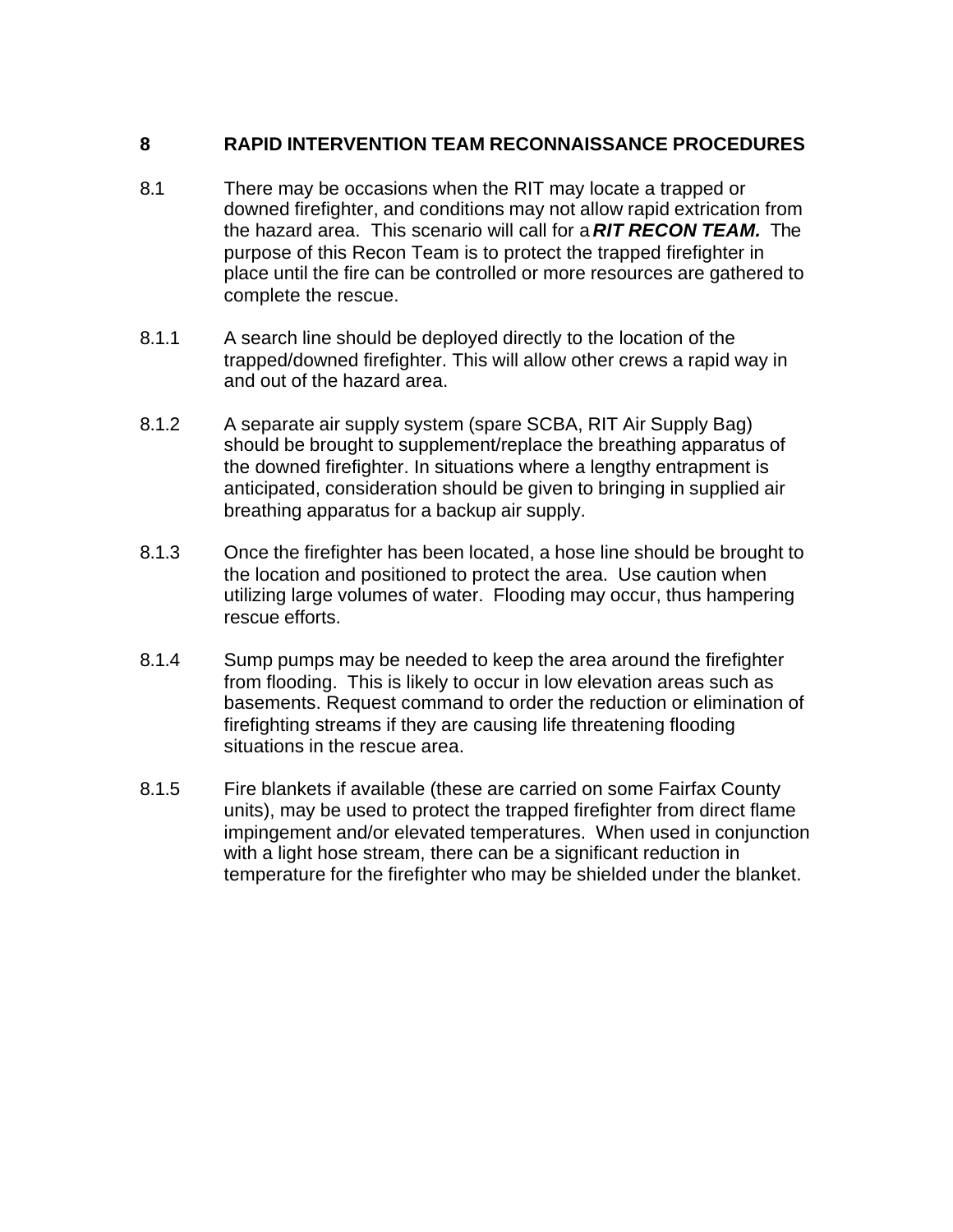# 8 RAPID INTERVENTION TEAM RECONNAISSANCE PROCEDURES

8.1 There may be occasions when the RIT may locate a trapped or downed firefighter, and conditions may not allow rapid extrication from the hazard area. This scenario will call for a ***RIT RECON TEAM.*** The purpose of this Recon Team is to protect the trapped firefighter in place until the fire can be controlled or more resources are gathered to complete the rescue.

8.1.1 A search line should be deployed directly to the location of the trapped/downed firefighter. This will allow other crews a rapid way in and out of the hazard area.

8.1.2 A separate air supply system (spare SCBA, RIT Air Supply Bag) should be brought to supplement/replace the breathing apparatus of the downed firefighter. In situations where a lengthy entrapment is anticipated, consideration should be given to bringing in supplied air breathing apparatus for a backup air supply.

8.1.3 Once the firefighter has been located, a hose line should be brought to the location and positioned to protect the area. Use caution when utilizing large volumes of water. Flooding may occur, thus hampering rescue efforts.

8.1.4 Sump pumps may be needed to keep the area around the firefighter from flooding. This is likely to occur in low elevation areas such as basements. Request command to order the reduction or elimination of firefighting streams if they are causing life threatening flooding situations in the rescue area.

8.1.5 Fire blankets if available (these are carried on some Fairfax County units), may be used to protect the trapped firefighter from direct flame impingement and/or elevated temperatures. When used in conjunction with a light hose stream, there can be a significant reduction in temperature for the firefighter who may be shielded under the blanket.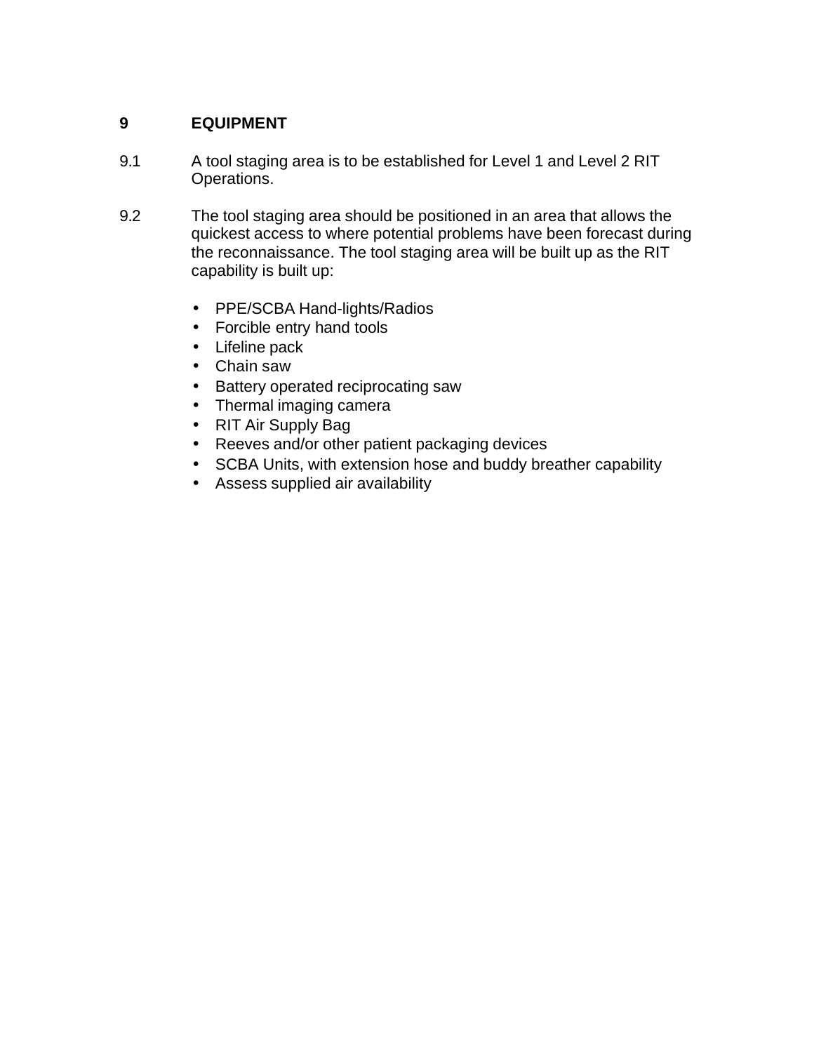## 9 EQUIPMENT

9.1 A tool staging area is to be established for Level 1 and Level 2 RIT Operations.

9.2 The tool staging area should be positioned in an area that allows the quickest access to where potential problems have been forecast during the reconnaissance. The tool staging area will be built up as the RIT capability is built up:

- PPE/SCBA Hand-lights/Radios
- Forcible entry hand tools
- Lifeline pack
- Chain saw
- Battery operated reciprocating saw
- Thermal imaging camera
- RIT Air Supply Bag
- Reeves and/or other patient packaging devices
- SCBA Units, with extension hose and buddy breather capability
- Assess supplied air availability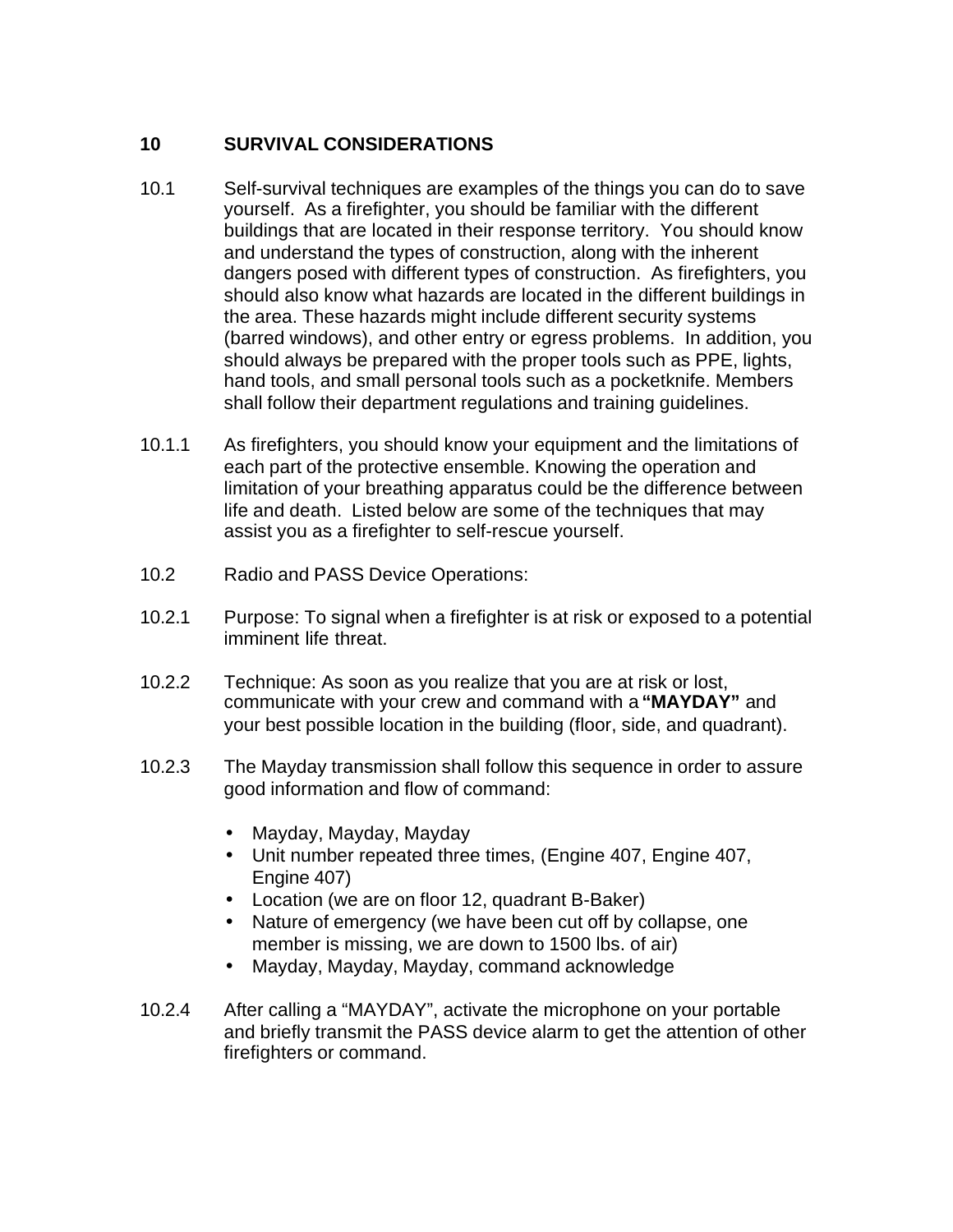## 10 SURVIVAL CONSIDERATIONS

10.1 Self-survival techniques are examples of the things you can do to save yourself. As a firefighter, you should be familiar with the different buildings that are located in their response territory. You should know and understand the types of construction, along with the inherent dangers posed with different types of construction. As firefighters, you should also know what hazards are located in the different buildings in the area. These hazards might include different security systems (barred windows), and other entry or egress problems. In addition, you should always be prepared with the proper tools such as PPE, lights, hand tools, and small personal tools such as a pocketknife. Members shall follow their department regulations and training guidelines.

10.1.1 As firefighters, you should know your equipment and the limitations of each part of the protective ensemble. Knowing the operation and limitation of your breathing apparatus could be the difference between life and death. Listed below are some of the techniques that may assist you as a firefighter to self-rescue yourself.

10.2 Radio and PASS Device Operations:

10.2.1 Purpose: To signal when a firefighter is at risk or exposed to a potential imminent life threat.

10.2.2 Technique: As soon as you realize that you are at risk or lost, communicate with your crew and command with a **"MAYDAY"** and your best possible location in the building (floor, side, and quadrant).

10.2.3 The Mayday transmission shall follow this sequence in order to assure good information and flow of command:

- Mayday, Mayday, Mayday
- Unit number repeated three times, (Engine 407, Engine 407, Engine 407)
- Location (we are on floor 12, quadrant B-Baker)
- Nature of emergency (we have been cut off by collapse, one member is missing, we are down to 1500 lbs. of air)
- Mayday, Mayday, Mayday, command acknowledge

10.2.4 After calling a "MAYDAY", activate the microphone on your portable and briefly transmit the PASS device alarm to get the attention of other firefighters or command.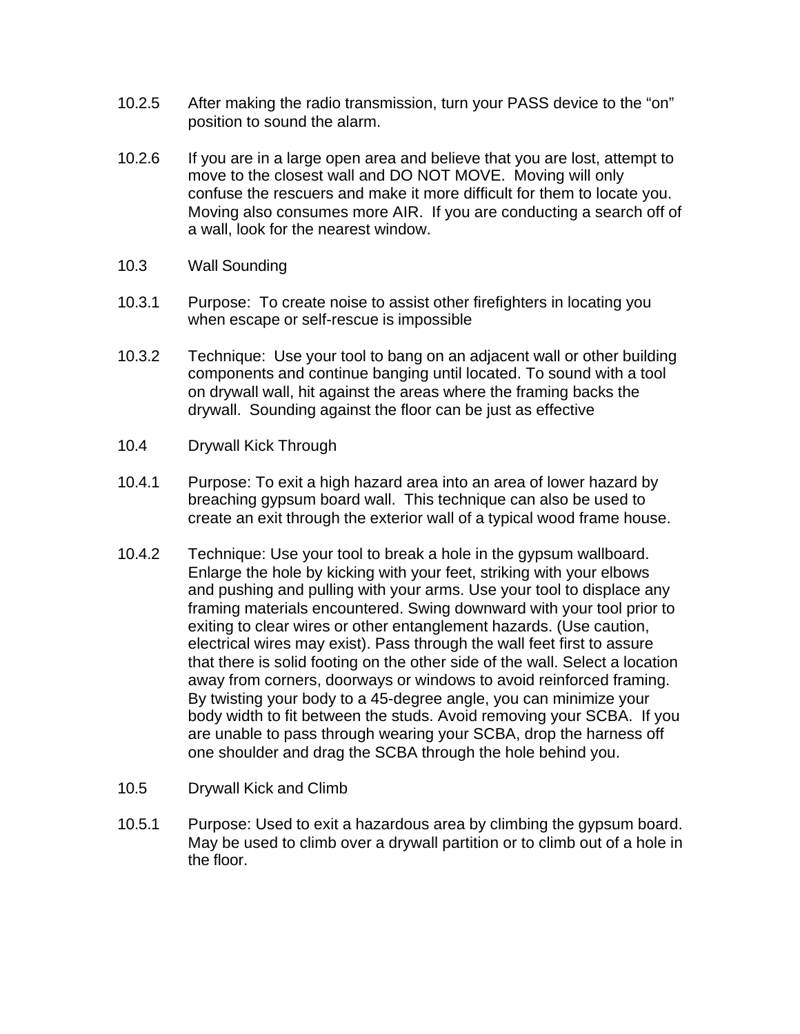10.2.5 After making the radio transmission, turn your PASS device to the "on" position to sound the alarm.

10.2.6 If you are in a large open area and believe that you are lost, attempt to move to the closest wall and DO NOT MOVE. Moving will only confuse the rescuers and make it more difficult for them to locate you. Moving also consumes more AIR. If you are conducting a search off of a wall, look for the nearest window.

10.3 Wall Sounding

10.3.1 Purpose: To create noise to assist other firefighters in locating you when escape or self-rescue is impossible

10.3.2 Technique: Use your tool to bang on an adjacent wall or other building components and continue banging until located. To sound with a tool on drywall wall, hit against the areas where the framing backs the drywall. Sounding against the floor can be just as effective

10.4 Drywall Kick Through

10.4.1 Purpose: To exit a high hazard area into an area of lower hazard by breaching gypsum board wall. This technique can also be used to create an exit through the exterior wall of a typical wood frame house.

10.4.2 Technique: Use your tool to break a hole in the gypsum wallboard. Enlarge the hole by kicking with your feet, striking with your elbows and pushing and pulling with your arms. Use your tool to displace any framing materials encountered. Swing downward with your tool prior to exiting to clear wires or other entanglement hazards. (Use caution, electrical wires may exist). Pass through the wall feet first to assure that there is solid footing on the other side of the wall. Select a location away from corners, doorways or windows to avoid reinforced framing. By twisting your body to a 45-degree angle, you can minimize your body width to fit between the studs. Avoid removing your SCBA. If you are unable to pass through wearing your SCBA, drop the harness off one shoulder and drag the SCBA through the hole behind you.

10.5 Drywall Kick and Climb

10.5.1 Purpose: Used to exit a hazardous area by climbing the gypsum board. May be used to climb over a drywall partition or to climb out of a hole in the floor.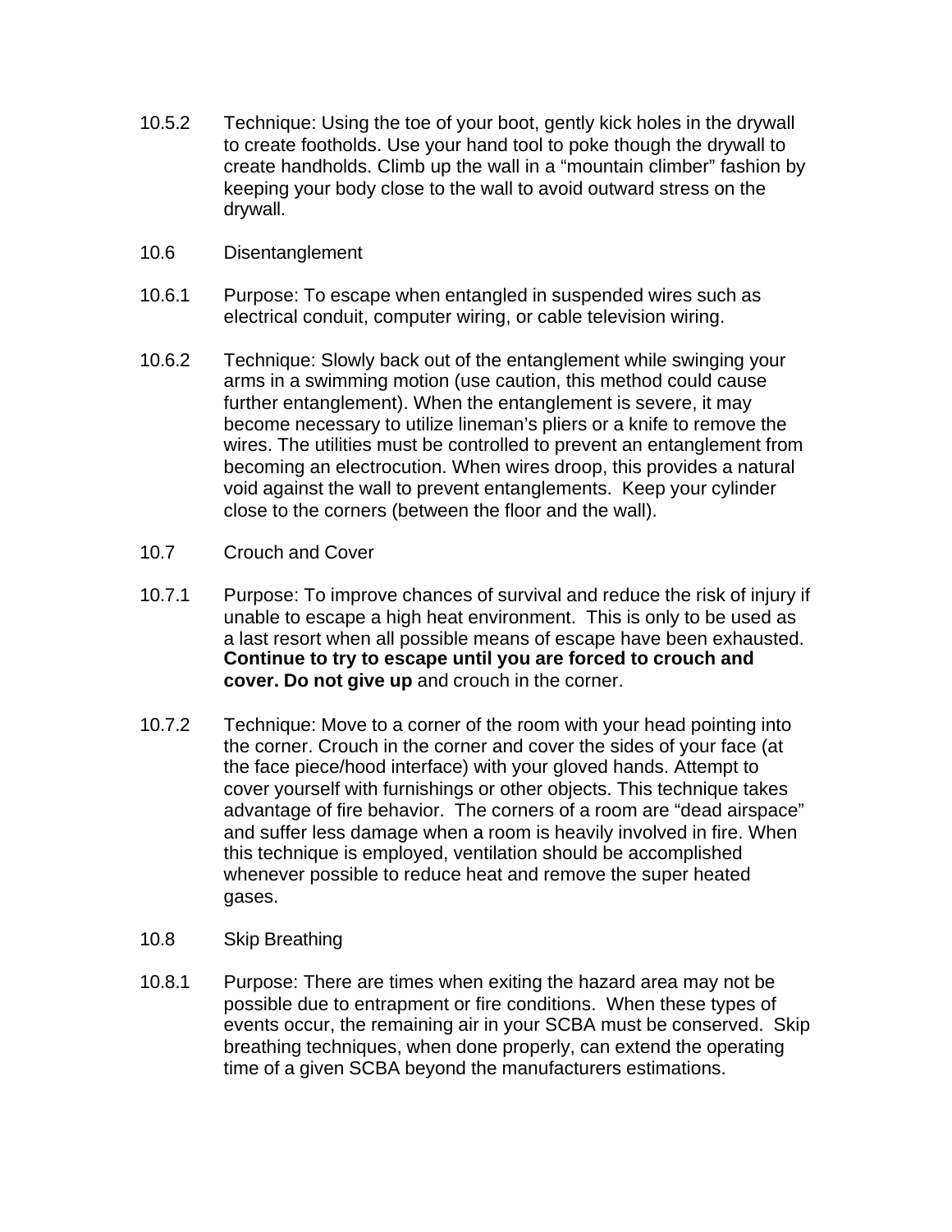10.5.2 Technique: Using the toe of your boot, gently kick holes in the drywall to create footholds. Use your hand tool to poke though the drywall to create handholds. Climb up the wall in a “mountain climber” fashion by keeping your body close to the wall to avoid outward stress on the drywall.

10.6 Disentanglement

10.6.1 Purpose: To escape when entangled in suspended wires such as electrical conduit, computer wiring, or cable television wiring.

10.6.2 Technique: Slowly back out of the entanglement while swinging your arms in a swimming motion (use caution, this method could cause further entanglement). When the entanglement is severe, it may become necessary to utilize lineman’s pliers or a knife to remove the wires. The utilities must be controlled to prevent an entanglement from becoming an electrocution. When wires droop, this provides a natural void against the wall to prevent entanglements. Keep your cylinder close to the corners (between the floor and the wall).

10.7 Crouch and Cover

10.7.1 Purpose: To improve chances of survival and reduce the risk of injury if unable to escape a high heat environment. This is only to be used as a last resort when all possible means of escape have been exhausted. **Continue to try to escape until you are forced to crouch and cover. Do not give up** and crouch in the corner.

10.7.2 Technique: Move to a corner of the room with your head pointing into the corner. Crouch in the corner and cover the sides of your face (at the face piece/hood interface) with your gloved hands. Attempt to cover yourself with furnishings or other objects. This technique takes advantage of fire behavior. The corners of a room are “dead airspace” and suffer less damage when a room is heavily involved in fire. When this technique is employed, ventilation should be accomplished whenever possible to reduce heat and remove the super heated gases.

10.8 Skip Breathing

10.8.1 Purpose: There are times when exiting the hazard area may not be possible due to entrapment or fire conditions. When these types of events occur, the remaining air in your SCBA must be conserved. Skip breathing techniques, when done properly, can extend the operating time of a given SCBA beyond the manufacturers estimations.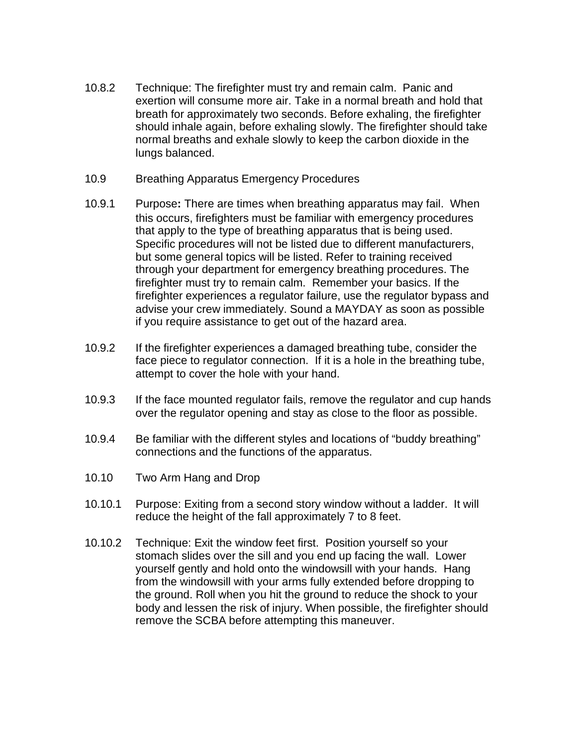10.8.2 Technique: The firefighter must try and remain calm. Panic and exertion will consume more air. Take in a normal breath and hold that breath for approximately two seconds. Before exhaling, the firefighter should inhale again, before exhaling slowly. The firefighter should take normal breaths and exhale slowly to keep the carbon dioxide in the lungs balanced.

10.9 Breathing Apparatus Emergency Procedures

10.9.1 Purpose**:** There are times when breathing apparatus may fail. When this occurs, firefighters must be familiar with emergency procedures that apply to the type of breathing apparatus that is being used. Specific procedures will not be listed due to different manufacturers, but some general topics will be listed. Refer to training received through your department for emergency breathing procedures. The firefighter must try to remain calm. Remember your basics. If the firefighter experiences a regulator failure, use the regulator bypass and advise your crew immediately. Sound a MAYDAY as soon as possible if you require assistance to get out of the hazard area.

10.9.2 If the firefighter experiences a damaged breathing tube, consider the face piece to regulator connection. If it is a hole in the breathing tube, attempt to cover the hole with your hand.

10.9.3 If the face mounted regulator fails, remove the regulator and cup hands over the regulator opening and stay as close to the floor as possible.

10.9.4 Be familiar with the different styles and locations of "buddy breathing" connections and the functions of the apparatus.

10.10 Two Arm Hang and Drop

10.10.1 Purpose: Exiting from a second story window without a ladder. It will reduce the height of the fall approximately 7 to 8 feet.

10.10.2 Technique: Exit the window feet first. Position yourself so your stomach slides over the sill and you end up facing the wall. Lower yourself gently and hold onto the windowsill with your hands. Hang from the windowsill with your arms fully extended before dropping to the ground. Roll when you hit the ground to reduce the shock to your body and lessen the risk of injury. When possible, the firefighter should remove the SCBA before attempting this maneuver.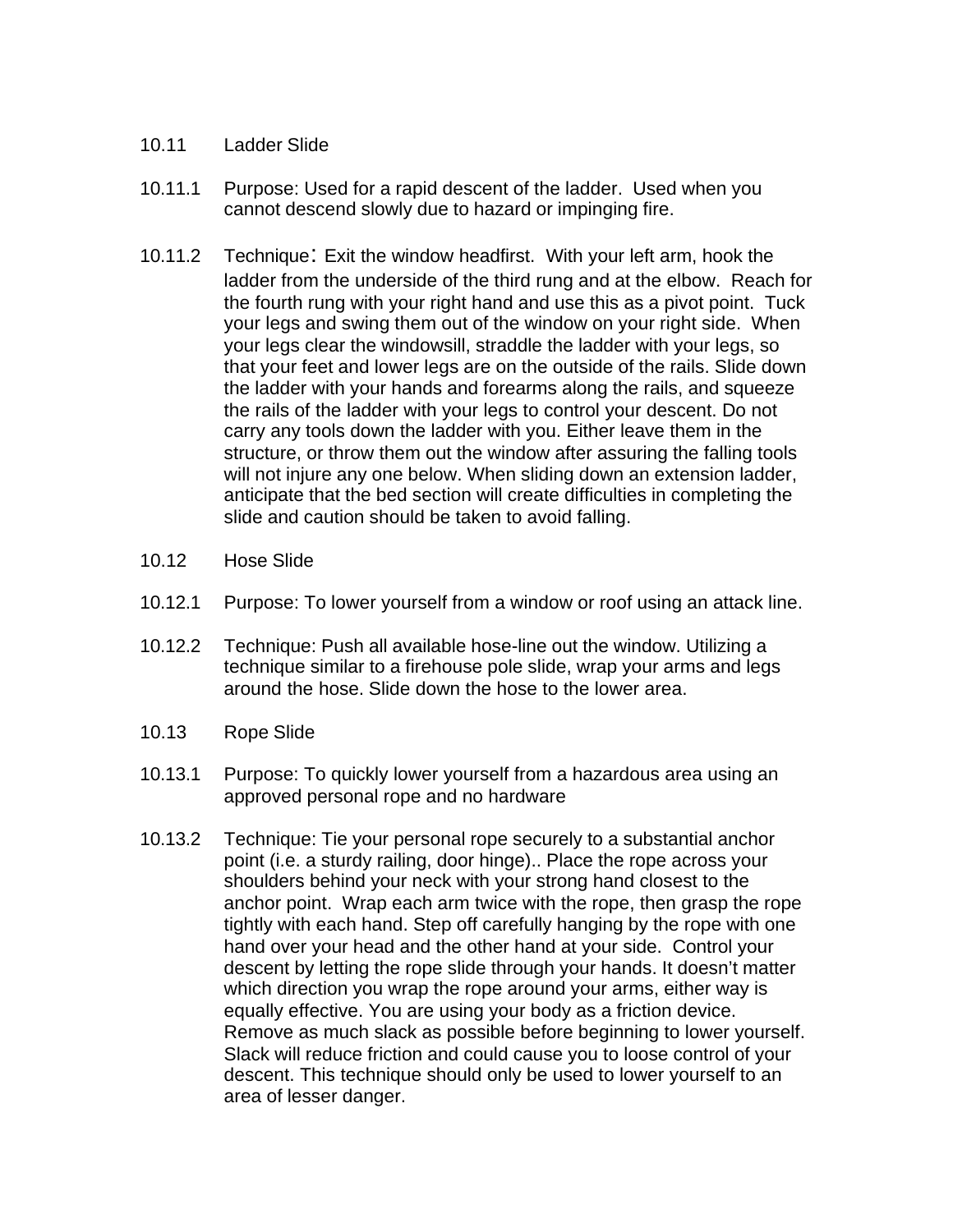### 10.11 Ladder Slide

10.11.1 Purpose: Used for a rapid descent of the ladder. Used when you cannot descend slowly due to hazard or impinging fire.

10.11.2 Technique: Exit the window headfirst. With your left arm, hook the ladder from the underside of the third rung and at the elbow. Reach for the fourth rung with your right hand and use this as a pivot point. Tuck your legs and swing them out of the window on your right side. When your legs clear the windowsill, straddle the ladder with your legs, so that your feet and lower legs are on the outside of the rails. Slide down the ladder with your hands and forearms along the rails, and squeeze the rails of the ladder with your legs to control your descent. Do not carry any tools down the ladder with you. Either leave them in the structure, or throw them out the window after assuring the falling tools will not injure any one below. When sliding down an extension ladder, anticipate that the bed section will create difficulties in completing the slide and caution should be taken to avoid falling.

### 10.12 Hose Slide

10.12.1 Purpose: To lower yourself from a window or roof using an attack line.

10.12.2 Technique: Push all available hose-line out the window. Utilizing a technique similar to a firehouse pole slide, wrap your arms and legs around the hose. Slide down the hose to the lower area.

### 10.13 Rope Slide

10.13.1 Purpose: To quickly lower yourself from a hazardous area using an approved personal rope and no hardware

10.13.2 Technique: Tie your personal rope securely to a substantial anchor point (i.e. a sturdy railing, door hinge).. Place the rope across your shoulders behind your neck with your strong hand closest to the anchor point. Wrap each arm twice with the rope, then grasp the rope tightly with each hand. Step off carefully hanging by the rope with one hand over your head and the other hand at your side. Control your descent by letting the rope slide through your hands. It doesn't matter which direction you wrap the rope around your arms, either way is equally effective. You are using your body as a friction device. Remove as much slack as possible before beginning to lower yourself. Slack will reduce friction and could cause you to loose control of your descent. This technique should only be used to lower yourself to an area of lesser danger.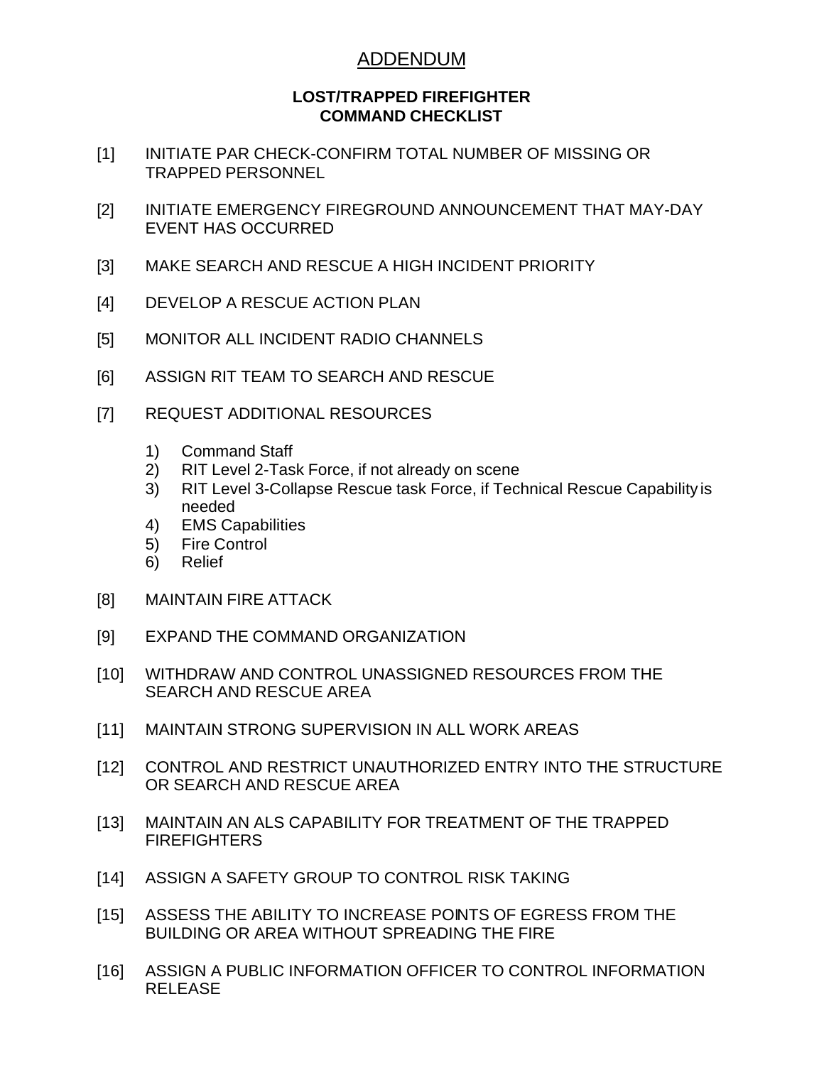# ADDENDUM

## LOST/TRAPPED FIREFIGHTER COMMAND CHECKLIST

[1] INITIATE PAR CHECK-CONFIRM TOTAL NUMBER OF MISSING OR TRAPPED PERSONNEL

[2] INITIATE EMERGENCY FIREGROUND ANNOUNCEMENT THAT MAY-DAY EVENT HAS OCCURRED

[3] MAKE SEARCH AND RESCUE A HIGH INCIDENT PRIORITY

[4] DEVELOP A RESCUE ACTION PLAN

[5] MONITOR ALL INCIDENT RADIO CHANNELS

[6] ASSIGN RIT TEAM TO SEARCH AND RESCUE

[7] REQUEST ADDITIONAL RESOURCES

1) Command Staff
2) RIT Level 2-Task Force, if not already on scene
3) RIT Level 3-Collapse Rescue task Force, if Technical Rescue Capability is needed
4) EMS Capabilities
5) Fire Control
6) Relief

[8] MAINTAIN FIRE ATTACK

[9] EXPAND THE COMMAND ORGANIZATION

[10] WITHDRAW AND CONTROL UNASSIGNED RESOURCES FROM THE SEARCH AND RESCUE AREA

[11] MAINTAIN STRONG SUPERVISION IN ALL WORK AREAS

[12] CONTROL AND RESTRICT UNAUTHORIZED ENTRY INTO THE STRUCTURE OR SEARCH AND RESCUE AREA

[13] MAINTAIN AN ALS CAPABILITY FOR TREATMENT OF THE TRAPPED FIREFIGHTERS

[14] ASSIGN A SAFETY GROUP TO CONTROL RISK TAKING

[15] ASSESS THE ABILITY TO INCREASE POINTS OF EGRESS FROM THE BUILDING OR AREA WITHOUT SPREADING THE FIRE

[16] ASSIGN A PUBLIC INFORMATION OFFICER TO CONTROL INFORMATION RELEASE